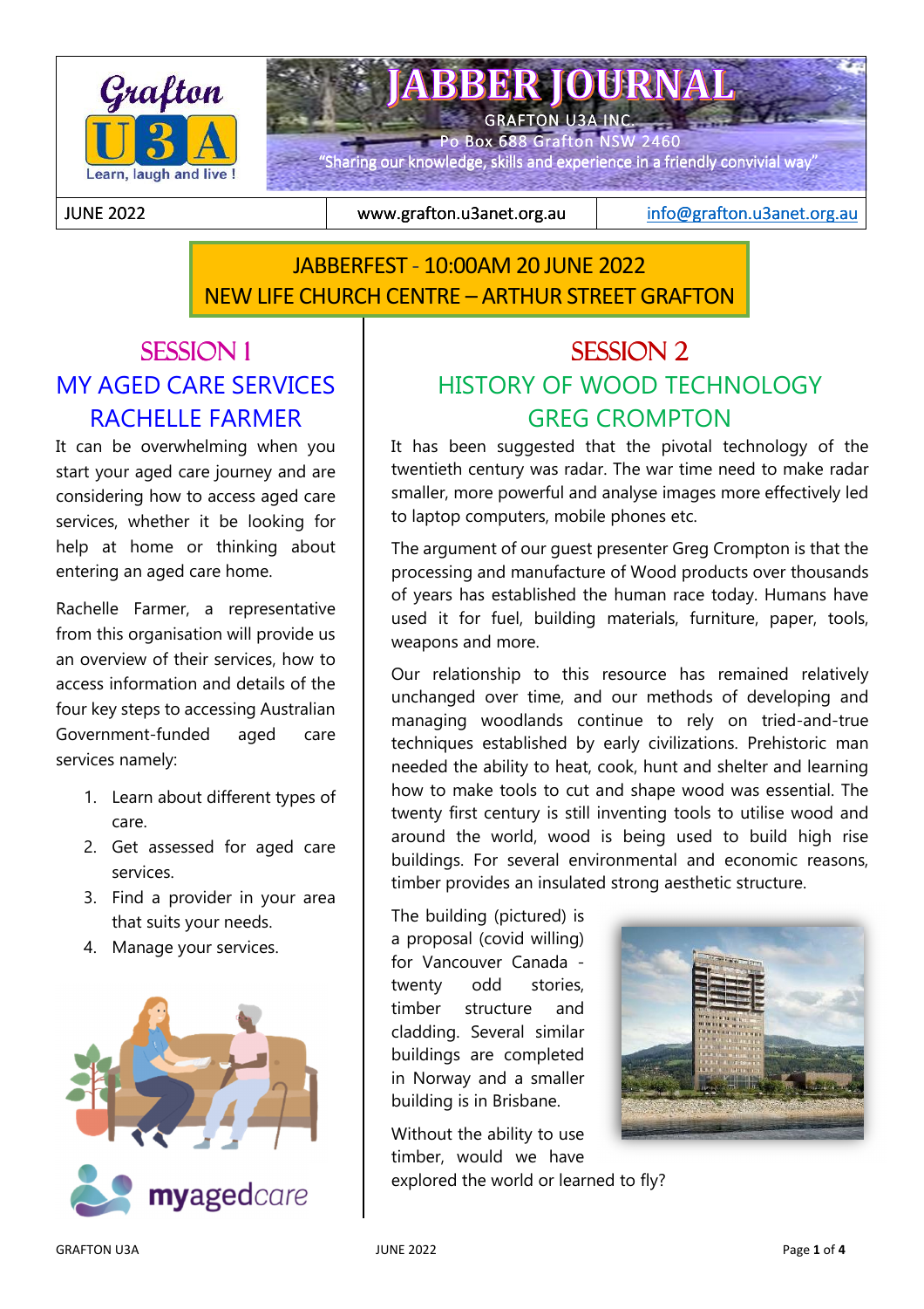# JABBER JOURNAL

GRAFTON U3A INC.

Po Box 688 Grafton NSW 2460

"Sharing our knowledge, skills and experience in a friendly convivial way"

Grafton U3A — Learn, laugh and live !

| JUNE 2022 | www.grafton.u3anet.org.au | info@grafton.u3anet.org.au |
|---|---|---|

**JABBERFEST - 10:00AM 20 JUNE 2022**
**NEW LIFE CHURCH CENTRE – ARTHUR STREET GRAFTON**

## SESSION 1
## MY AGED CARE SERVICES
## RACHELLE FARMER

It can be overwhelming when you start your aged care journey and are considering how to access aged care services, whether it be looking for help at home or thinking about entering an aged care home.

Rachelle Farmer, a representative from this organisation will provide us an overview of their services, how to access information and details of the four key steps to accessing Australian Government-funded aged care services namely:

1. Learn about different types of care.
2. Get assessed for aged care services.
3. Find a provider in your area that suits your needs.
4. Manage your services.

myagedcare

## SESSION 2
## HISTORY OF WOOD TECHNOLOGY
## GREG CROMPTON

It has been suggested that the pivotal technology of the twentieth century was radar. The war time need to make radar smaller, more powerful and analyse images more effectively led to laptop computers, mobile phones etc.

The argument of our guest presenter Greg Crompton is that the processing and manufacture of Wood products over thousands of years has established the human race today. Humans have used it for fuel, building materials, furniture, paper, tools, weapons and more.

Our relationship to this resource has remained relatively unchanged over time, and our methods of developing and managing woodlands continue to rely on tried-and-true techniques established by early civilizations. Prehistoric man needed the ability to heat, cook, hunt and shelter and learning how to make tools to cut and shape wood was essential. The twenty first century is still inventing tools to utilise wood and around the world, wood is being used to build high rise buildings. For several environmental and economic reasons, timber provides an insulated strong aesthetic structure.

The building (pictured) is a proposal (covid willing) for Vancouver Canada - twenty odd stories, timber structure and cladding. Several similar buildings are completed in Norway and a smaller building is in Brisbane.

Without the ability to use timber, would we have explored the world or learned to fly?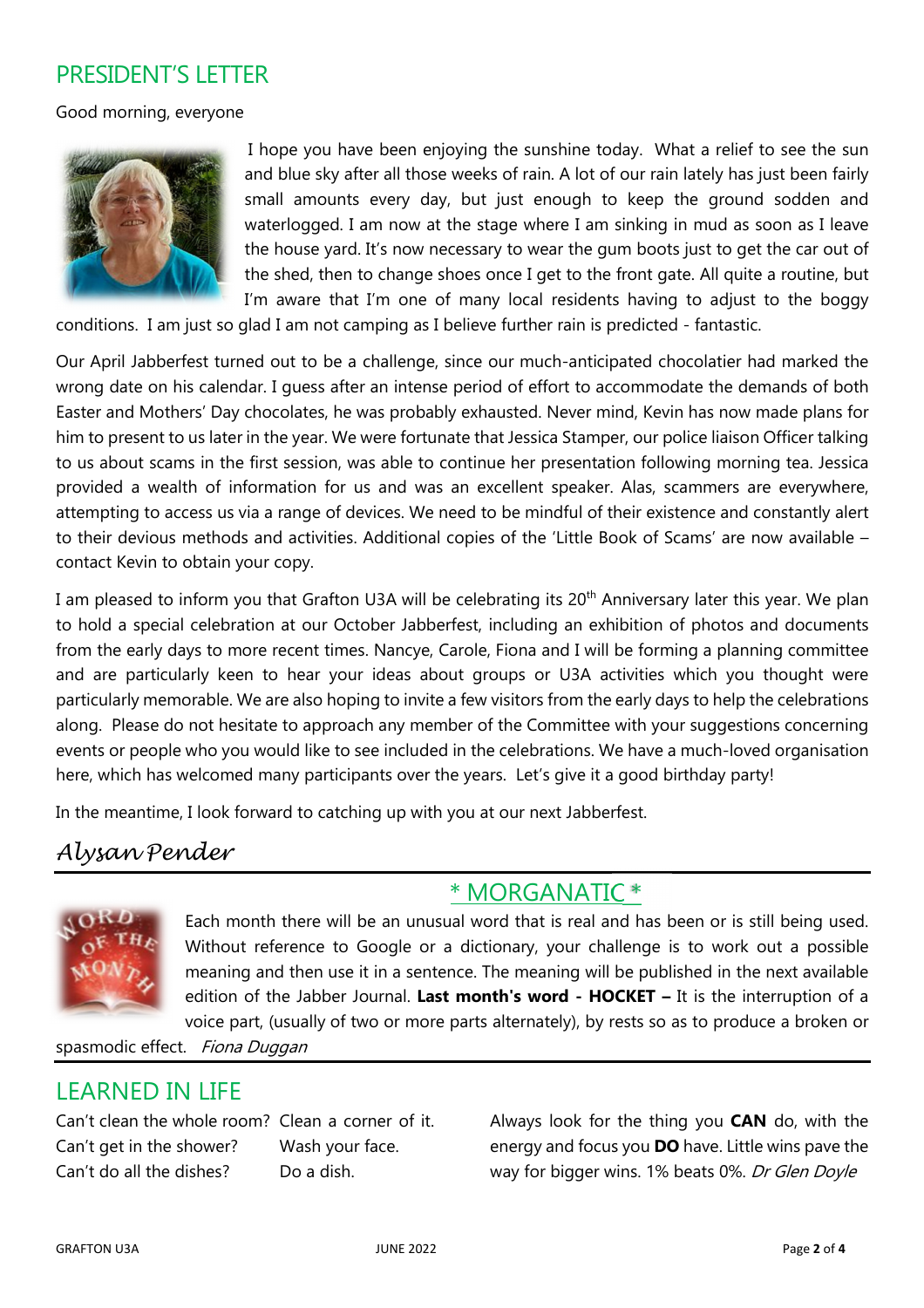## PRESIDENT'S LETTER

Good morning, everyone

I hope you have been enjoying the sunshine today. What a relief to see the sun and blue sky after all those weeks of rain. A lot of our rain lately has just been fairly small amounts every day, but just enough to keep the ground sodden and waterlogged. I am now at the stage where I am sinking in mud as soon as I leave the house yard. It's now necessary to wear the gum boots just to get the car out of the shed, then to change shoes once I get to the front gate. All quite a routine, but I'm aware that I'm one of many local residents having to adjust to the boggy conditions. I am just so glad I am not camping as I believe further rain is predicted - fantastic.

Our April Jabberfest turned out to be a challenge, since our much-anticipated chocolatier had marked the wrong date on his calendar. I guess after an intense period of effort to accommodate the demands of both Easter and Mothers' Day chocolates, he was probably exhausted. Never mind, Kevin has now made plans for him to present to us later in the year. We were fortunate that Jessica Stamper, our police liaison Officer talking to us about scams in the first session, was able to continue her presentation following morning tea. Jessica provided a wealth of information for us and was an excellent speaker. Alas, scammers are everywhere, attempting to access us via a range of devices. We need to be mindful of their existence and constantly alert to their devious methods and activities. Additional copies of the 'Little Book of Scams' are now available – contact Kevin to obtain your copy.

I am pleased to inform you that Grafton U3A will be celebrating its 20th Anniversary later this year. We plan to hold a special celebration at our October Jabberfest, including an exhibition of photos and documents from the early days to more recent times. Nancye, Carole, Fiona and I will be forming a planning committee and are particularly keen to hear your ideas about groups or U3A activities which you thought were particularly memorable. We are also hoping to invite a few visitors from the early days to help the celebrations along. Please do not hesitate to approach any member of the Committee with your suggestions concerning events or people who you would like to see included in the celebrations. We have a much-loved organisation here, which has welcomed many participants over the years. Let's give it a good birthday party!

In the meantime, I look forward to catching up with you at our next Jabberfest.

*Alysan Pender*

---

## * MORGANATIC *

Each month there will be an unusual word that is real and has been or is still being used. Without reference to Google or a dictionary, your challenge is to work out a possible meaning and then use it in a sentence. The meaning will be published in the next available edition of the Jabber Journal. **Last month's word - HOCKET –** It is the interruption of a voice part, (usually of two or more parts alternately), by rests so as to produce a broken or spasmodic effect. *Fiona Duggan*

---

## LEARNED IN LIFE

Can't clean the whole room? Clean a corner of it.
Can't get in the shower? Wash your face.
Can't do all the dishes? Do a dish.

Always look for the thing you **CAN** do, with the energy and focus you **DO** have. Little wins pave the way for bigger wins. 1% beats 0%. *Dr Glen Doyle*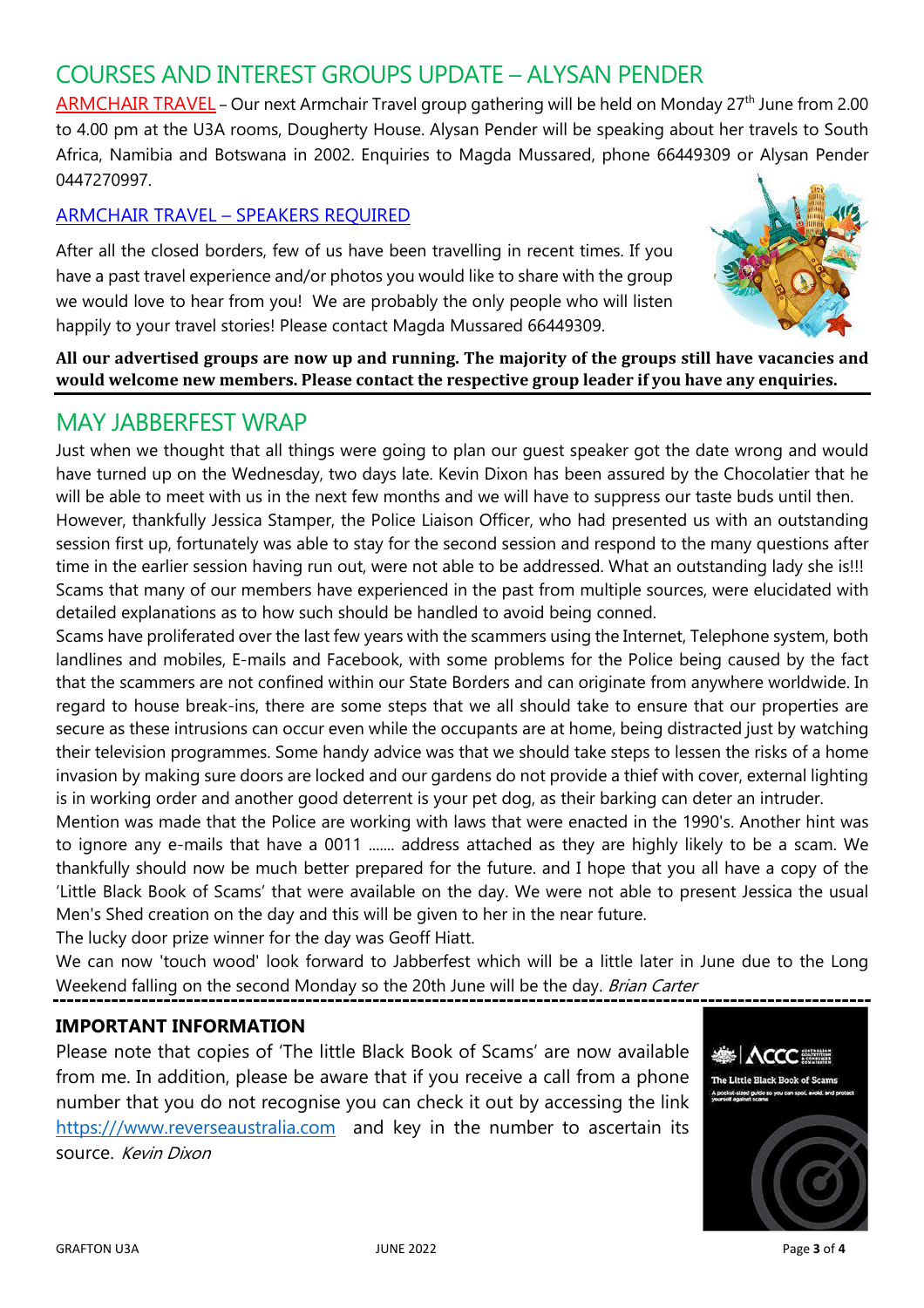## COURSES AND INTEREST GROUPS UPDATE – ALYSAN PENDER

ARMCHAIR TRAVEL – Our next Armchair Travel group gathering will be held on Monday 27th June from 2.00 to 4.00 pm at the U3A rooms, Dougherty House. Alysan Pender will be speaking about her travels to South Africa, Namibia and Botswana in 2002. Enquiries to Magda Mussared, phone 66449309 or Alysan Pender 0447270997.

ARMCHAIR TRAVEL – SPEAKERS REQUIRED

After all the closed borders, few of us have been travelling in recent times. If you have a past travel experience and/or photos you would like to share with the group we would love to hear from you! We are probably the only people who will listen happily to your travel stories! Please contact Magda Mussared 66449309.

**All our advertised groups are now up and running. The majority of the groups still have vacancies and would welcome new members. Please contact the respective group leader if you have any enquiries.**

## MAY JABBERFEST WRAP

Just when we thought that all things were going to plan our guest speaker got the date wrong and would have turned up on the Wednesday, two days late. Kevin Dixon has been assured by the Chocolatier that he will be able to meet with us in the next few months and we will have to suppress our taste buds until then.

However, thankfully Jessica Stamper, the Police Liaison Officer, who had presented us with an outstanding session first up, fortunately was able to stay for the second session and respond to the many questions after time in the earlier session having run out, were not able to be addressed. What an outstanding lady she is!!! Scams that many of our members have experienced in the past from multiple sources, were elucidated with detailed explanations as to how such should be handled to avoid being conned.

Scams have proliferated over the last few years with the scammers using the Internet, Telephone system, both landlines and mobiles, E-mails and Facebook, with some problems for the Police being caused by the fact that the scammers are not confined within our State Borders and can originate from anywhere worldwide. In regard to house break-ins, there are some steps that we all should take to ensure that our properties are secure as these intrusions can occur even while the occupants are at home, being distracted just by watching their television programmes. Some handy advice was that we should take steps to lessen the risks of a home invasion by making sure doors are locked and our gardens do not provide a thief with cover, external lighting is in working order and another good deterrent is your pet dog, as their barking can deter an intruder.

Mention was made that the Police are working with laws that were enacted in the 1990's. Another hint was to ignore any e-mails that have a 0011 ....... address attached as they are highly likely to be a scam. We thankfully should now be much better prepared for the future. and I hope that you all have a copy of the 'Little Black Book of Scams' that were available on the day. We were not able to present Jessica the usual Men's Shed creation on the day and this will be given to her in the near future.

The lucky door prize winner for the day was Geoff Hiatt.

We can now 'touch wood' look forward to Jabberfest which will be a little later in June due to the Long Weekend falling on the second Monday so the 20th June will be the day. *Brian Carter*

---

**IMPORTANT INFORMATION**

Please note that copies of 'The little Black Book of Scams' are now available from me. In addition, please be aware that if you receive a call from a phone number that you do not recognise you can check it out by accessing the link https://www.reverseaustralia.com and key in the number to ascertain its source. *Kevin Dixon*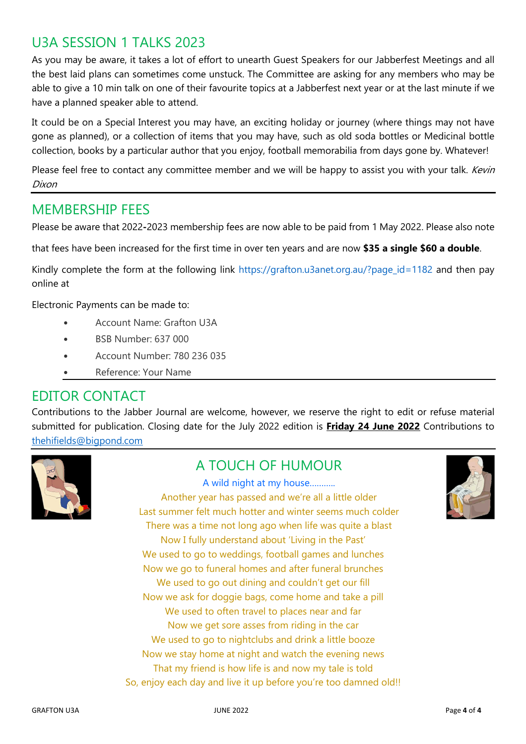## U3A SESSION 1 TALKS 2023

As you may be aware, it takes a lot of effort to unearth Guest Speakers for our Jabberfest Meetings and all the best laid plans can sometimes come unstuck. The Committee are asking for any members who may be able to give a 10 min talk on one of their favourite topics at a Jabberfest next year or at the last minute if we have a planned speaker able to attend.

It could be on a Special Interest you may have, an exciting holiday or journey (where things may not have gone as planned), or a collection of items that you may have, such as old soda bottles or Medicinal bottle collection, books by a particular author that you enjoy, football memorabilia from days gone by. Whatever!

Please feel free to contact any committee member and we will be happy to assist you with your talk. *Kevin Dixon*

## MEMBERSHIP FEES

Please be aware that 2022-2023 membership fees are now able to be paid from 1 May 2022. Please also note that fees have been increased for the first time in over ten years and are now **$35 a single $60 a double**.

Kindly complete the form at the following link https://grafton.u3anet.org.au/?page_id=1182 and then pay online at

Electronic Payments can be made to:

- Account Name: Grafton U3A
- BSB Number: 637 000
- Account Number: 780 236 035
- Reference: Your Name

## EDITOR CONTACT

Contributions to the Jabber Journal are welcome, however, we reserve the right to edit or refuse material submitted for publication. Closing date for the July 2022 edition is **Friday 24 June 2022** Contributions to thehifields@bigpond.com

## A TOUCH OF HUMOUR

A wild night at my house...........

Another year has passed and we're all a little older
Last summer felt much hotter and winter seems much colder
There was a time not long ago when life was quite a blast
Now I fully understand about 'Living in the Past'
We used to go to weddings, football games and lunches
Now we go to funeral homes and after funeral brunches
We used to go out dining and couldn't get our fill
Now we ask for doggie bags, come home and take a pill
We used to often travel to places near and far
Now we get sore asses from riding in the car
We used to go to nightclubs and drink a little booze
Now we stay home at night and watch the evening news
That my friend is how life is and now my tale is told
So, enjoy each day and live it up before you're too damned old!!